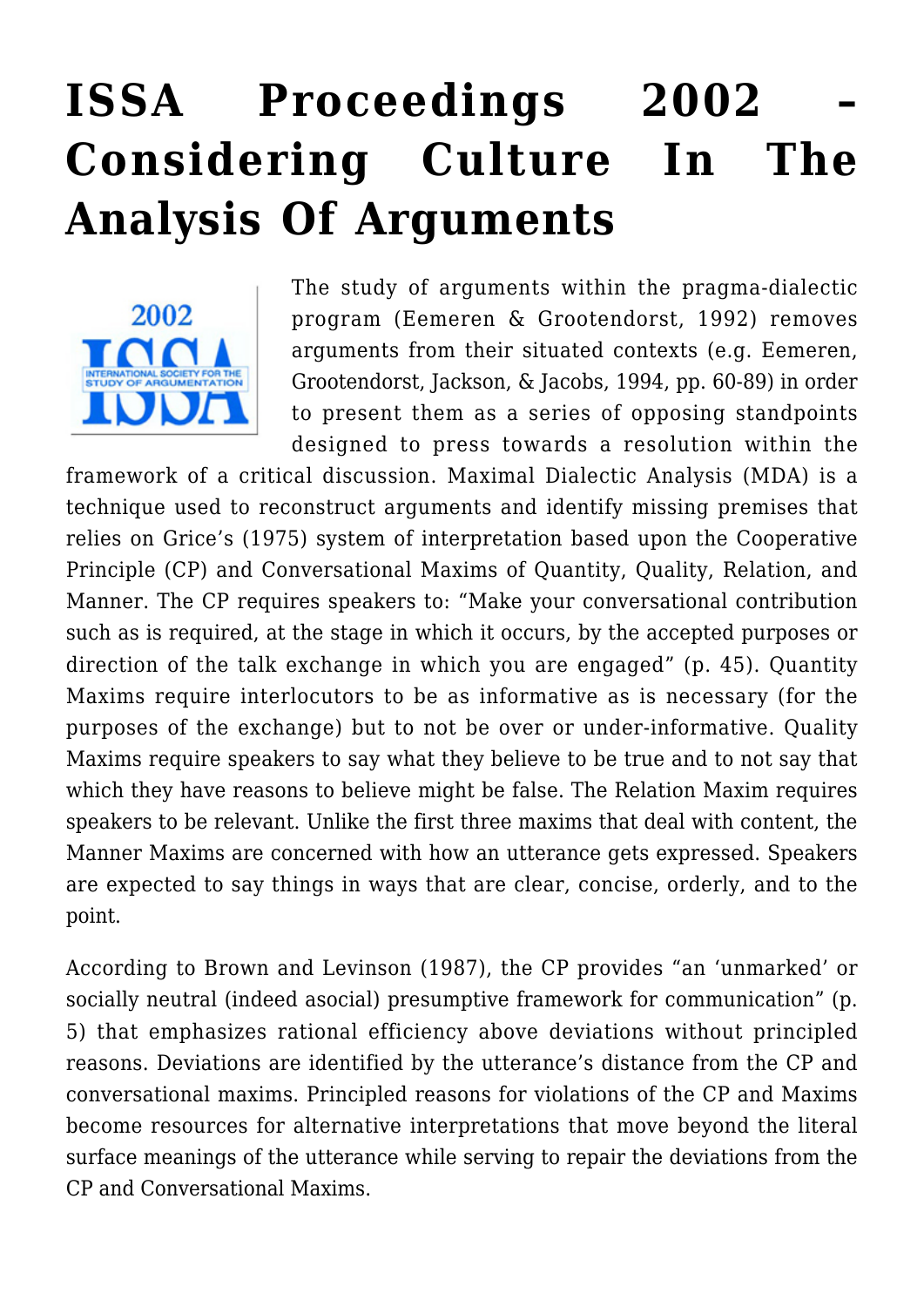# ISSA Proceedings 2002 – Considering Culture In The Analysis Of Arguments

The study of arguments within the pragma-dialectic program (Eemeren & Grootendorst, 1992) removes arguments from their situated contexts (e.g. Eemeren, Grootendorst, Jackson, & Jacobs, 1994, pp. 60-89) in order to present them as a series of opposing standpoints designed to press towards a resolution within the framework of a critical discussion. Maximal Dialectic Analysis (MDA) is a technique used to reconstruct arguments and identify missing premises that relies on Grice's (1975) system of interpretation based upon the Cooperative Principle (CP) and Conversational Maxims of Quantity, Quality, Relation, and Manner. The CP requires speakers to: "Make your conversational contribution such as is required, at the stage in which it occurs, by the accepted purposes or direction of the talk exchange in which you are engaged" (p. 45). Quantity Maxims require interlocutors to be as informative as is necessary (for the purposes of the exchange) but to not be over or under-informative. Quality Maxims require speakers to say what they believe to be true and to not say that which they have reasons to believe might be false. The Relation Maxim requires speakers to be relevant. Unlike the first three maxims that deal with content, the Manner Maxims are concerned with how an utterance gets expressed. Speakers are expected to say things in ways that are clear, concise, orderly, and to the point.

According to Brown and Levinson (1987), the CP provides "an 'unmarked' or socially neutral (indeed asocial) presumptive framework for communication" (p. 5) that emphasizes rational efficiency above deviations without principled reasons. Deviations are identified by the utterance's distance from the CP and conversational maxims. Principled reasons for violations of the CP and Maxims become resources for alternative interpretations that move beyond the literal surface meanings of the utterance while serving to repair the deviations from the CP and Conversational Maxims.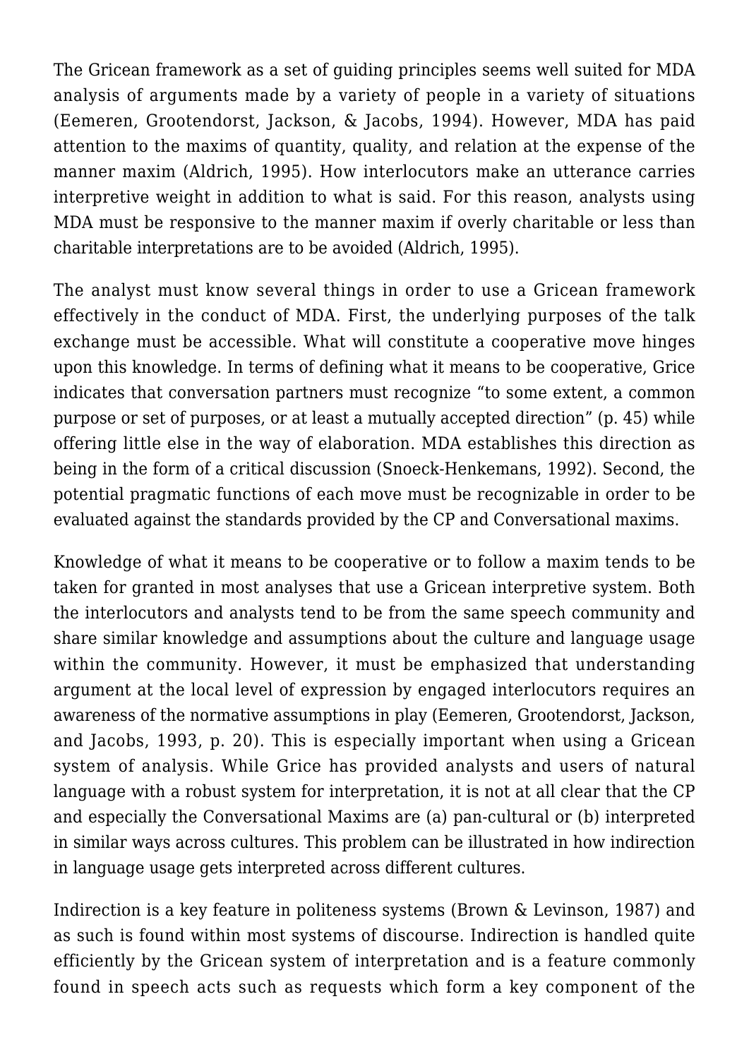The Gricean framework as a set of guiding principles seems well suited for MDA analysis of arguments made by a variety of people in a variety of situations (Eemeren, Grootendorst, Jackson, & Jacobs, 1994). However, MDA has paid attention to the maxims of quantity, quality, and relation at the expense of the manner maxim (Aldrich, 1995). How interlocutors make an utterance carries interpretive weight in addition to what is said. For this reason, analysts using MDA must be responsive to the manner maxim if overly charitable or less than charitable interpretations are to be avoided (Aldrich, 1995).

The analyst must know several things in order to use a Gricean framework effectively in the conduct of MDA. First, the underlying purposes of the talk exchange must be accessible. What will constitute a cooperative move hinges upon this knowledge. In terms of defining what it means to be cooperative, Grice indicates that conversation partners must recognize "to some extent, a common purpose or set of purposes, or at least a mutually accepted direction" (p. 45) while offering little else in the way of elaboration. MDA establishes this direction as being in the form of a critical discussion (Snoeck-Henkemans, 1992). Second, the potential pragmatic functions of each move must be recognizable in order to be evaluated against the standards provided by the CP and Conversational maxims.

Knowledge of what it means to be cooperative or to follow a maxim tends to be taken for granted in most analyses that use a Gricean interpretive system. Both the interlocutors and analysts tend to be from the same speech community and share similar knowledge and assumptions about the culture and language usage within the community. However, it must be emphasized that understanding argument at the local level of expression by engaged interlocutors requires an awareness of the normative assumptions in play (Eemeren, Grootendorst, Jackson, and Jacobs, 1993, p. 20). This is especially important when using a Gricean system of analysis. While Grice has provided analysts and users of natural language with a robust system for interpretation, it is not at all clear that the CP and especially the Conversational Maxims are (a) pan-cultural or (b) interpreted in similar ways across cultures. This problem can be illustrated in how indirection in language usage gets interpreted across different cultures.

Indirection is a key feature in politeness systems (Brown & Levinson, 1987) and as such is found within most systems of discourse. Indirection is handled quite efficiently by the Gricean system of interpretation and is a feature commonly found in speech acts such as requests which form a key component of the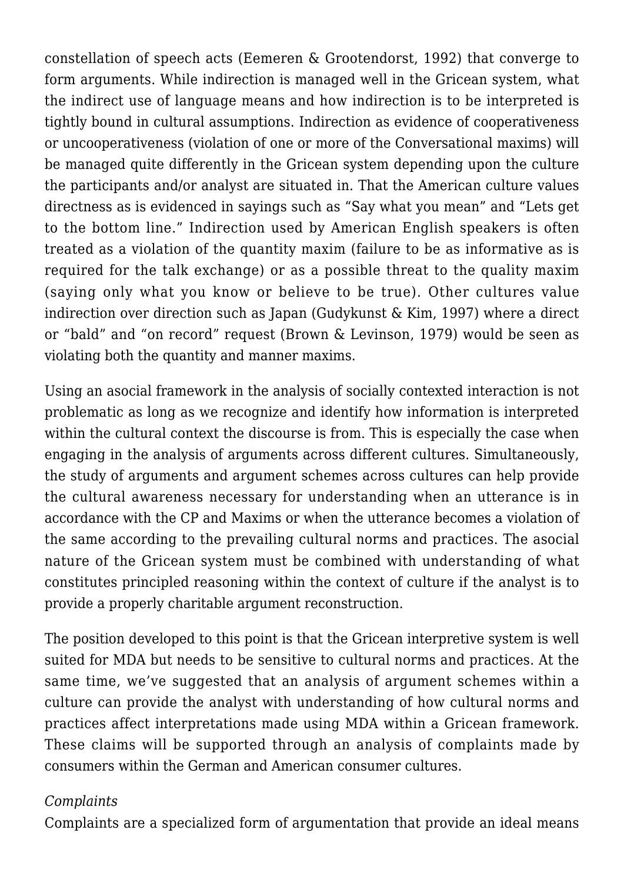constellation of speech acts (Eemeren & Grootendorst, 1992) that converge to form arguments. While indirection is managed well in the Gricean system, what the indirect use of language means and how indirection is to be interpreted is tightly bound in cultural assumptions. Indirection as evidence of cooperativeness or uncooperativeness (violation of one or more of the Conversational maxims) will be managed quite differently in the Gricean system depending upon the culture the participants and/or analyst are situated in. That the American culture values directness as is evidenced in sayings such as "Say what you mean" and "Lets get to the bottom line." Indirection used by American English speakers is often treated as a violation of the quantity maxim (failure to be as informative as is required for the talk exchange) or as a possible threat to the quality maxim (saying only what you know or believe to be true). Other cultures value indirection over direction such as Japan (Gudykunst & Kim, 1997) where a direct or "bald" and "on record" request (Brown & Levinson, 1979) would be seen as violating both the quantity and manner maxims.

Using an asocial framework in the analysis of socially contexted interaction is not problematic as long as we recognize and identify how information is interpreted within the cultural context the discourse is from. This is especially the case when engaging in the analysis of arguments across different cultures. Simultaneously, the study of arguments and argument schemes across cultures can help provide the cultural awareness necessary for understanding when an utterance is in accordance with the CP and Maxims or when the utterance becomes a violation of the same according to the prevailing cultural norms and practices. The asocial nature of the Gricean system must be combined with understanding of what constitutes principled reasoning within the context of culture if the analyst is to provide a properly charitable argument reconstruction.

The position developed to this point is that the Gricean interpretive system is well suited for MDA but needs to be sensitive to cultural norms and practices. At the same time, we've suggested that an analysis of argument schemes within a culture can provide the analyst with understanding of how cultural norms and practices affect interpretations made using MDA within a Gricean framework. These claims will be supported through an analysis of complaints made by consumers within the German and American consumer cultures.

*Complaints*

Complaints are a specialized form of argumentation that provide an ideal means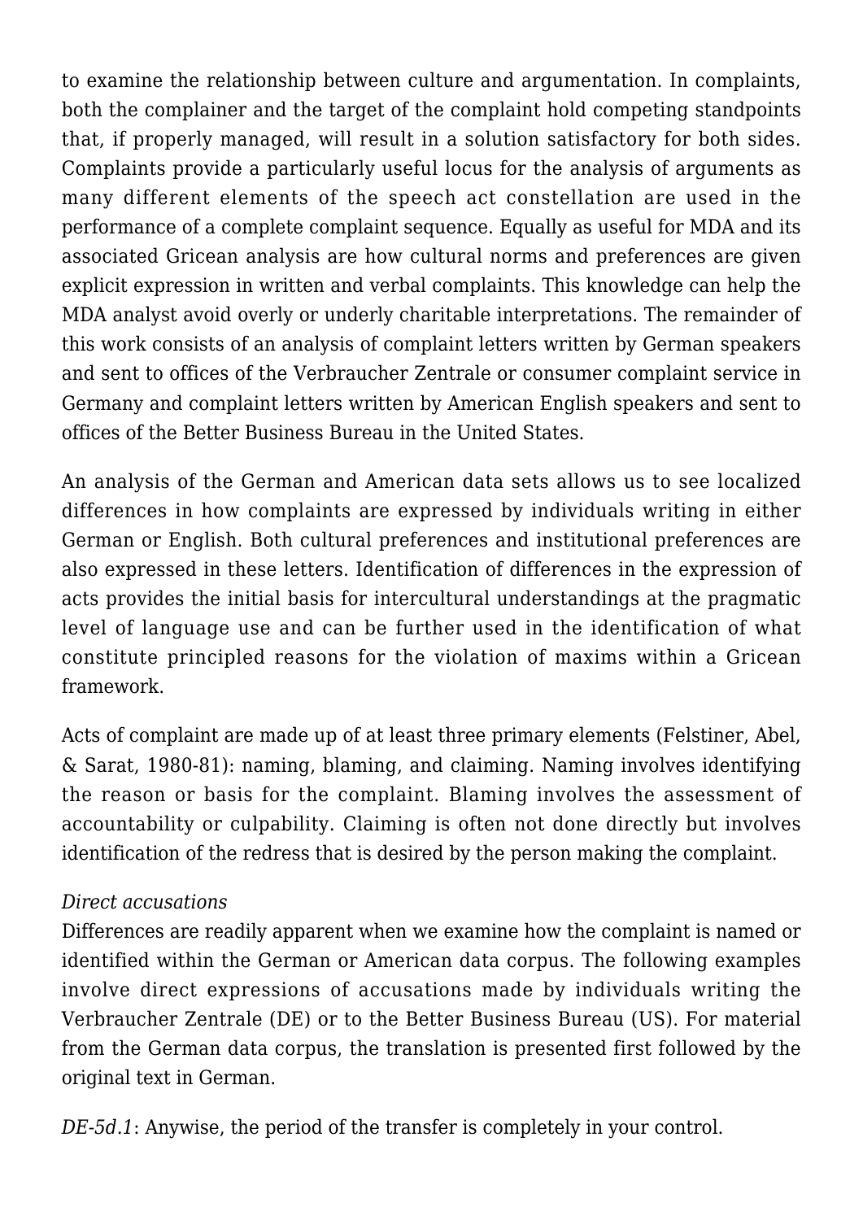to examine the relationship between culture and argumentation. In complaints, both the complainer and the target of the complaint hold competing standpoints that, if properly managed, will result in a solution satisfactory for both sides. Complaints provide a particularly useful locus for the analysis of arguments as many different elements of the speech act constellation are used in the performance of a complete complaint sequence. Equally as useful for MDA and its associated Gricean analysis are how cultural norms and preferences are given explicit expression in written and verbal complaints. This knowledge can help the MDA analyst avoid overly or underly charitable interpretations. The remainder of this work consists of an analysis of complaint letters written by German speakers and sent to offices of the Verbraucher Zentrale or consumer complaint service in Germany and complaint letters written by American English speakers and sent to offices of the Better Business Bureau in the United States.

An analysis of the German and American data sets allows us to see localized differences in how complaints are expressed by individuals writing in either German or English. Both cultural preferences and institutional preferences are also expressed in these letters. Identification of differences in the expression of acts provides the initial basis for intercultural understandings at the pragmatic level of language use and can be further used in the identification of what constitute principled reasons for the violation of maxims within a Gricean framework.

Acts of complaint are made up of at least three primary elements (Felstiner, Abel, & Sarat, 1980-81): naming, blaming, and claiming. Naming involves identifying the reason or basis for the complaint. Blaming involves the assessment of accountability or culpability. Claiming is often not done directly but involves identification of the redress that is desired by the person making the complaint.

*Direct accusations*

Differences are readily apparent when we examine how the complaint is named or identified within the German or American data corpus. The following examples involve direct expressions of accusations made by individuals writing the Verbraucher Zentrale (DE) or to the Better Business Bureau (US). For material from the German data corpus, the translation is presented first followed by the original text in German.

*DE-5d.1*: Anywise, the period of the transfer is completely in your control.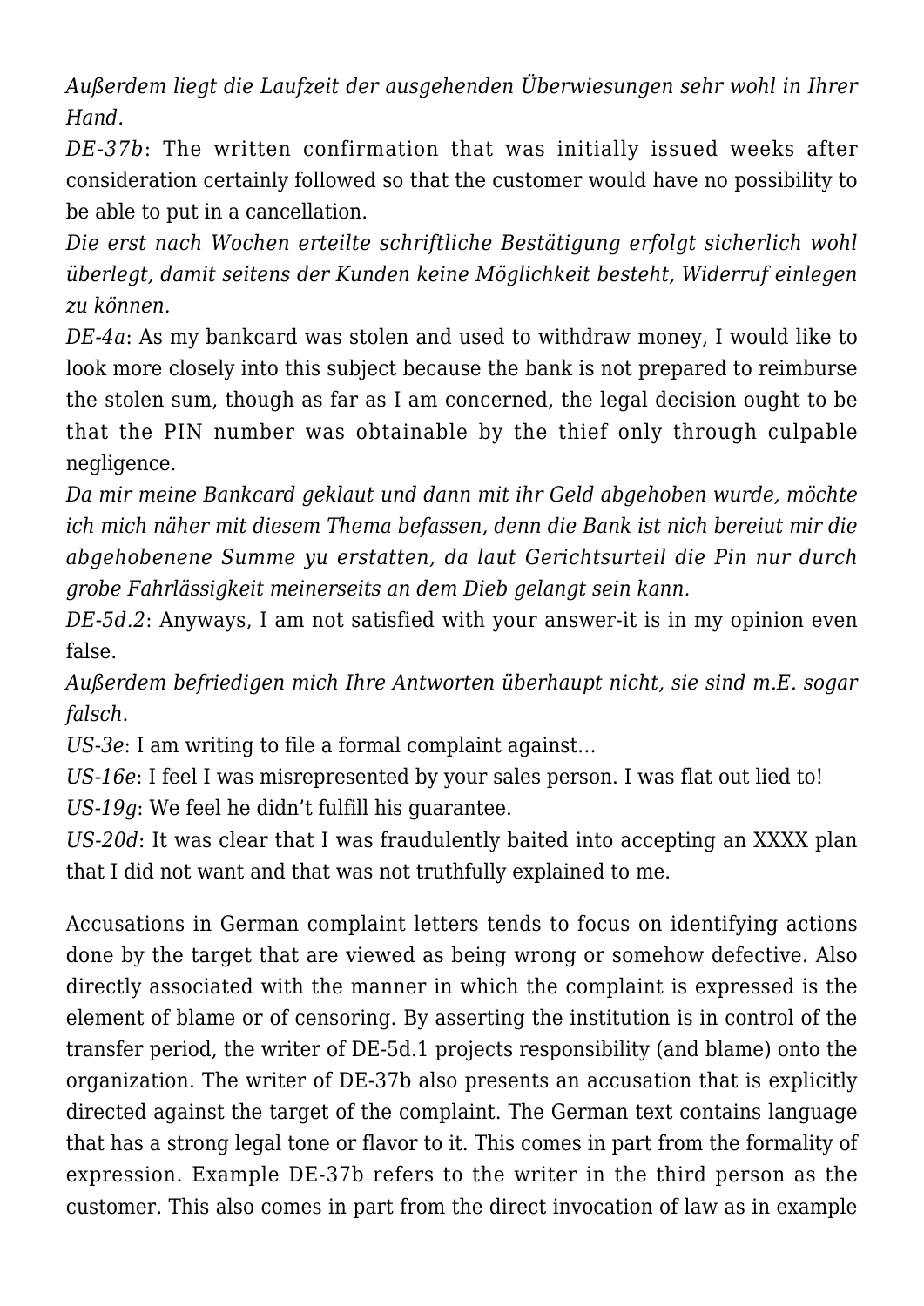*Außerdem liegt die Laufzeit der ausgehenden Überwiesungen sehr wohl in Ihrer Hand.*

*DE-37b*: The written confirmation that was initially issued weeks after consideration certainly followed so that the customer would have no possibility to be able to put in a cancellation.

*Die erst nach Wochen erteilte schriftliche Bestätigung erfolgt sicherlich wohl überlegt, damit seitens der Kunden keine Möglichkeit besteht, Widerruf einlegen zu können.*

*DE-4a*: As my bankcard was stolen and used to withdraw money, I would like to look more closely into this subject because the bank is not prepared to reimburse the stolen sum, though as far as I am concerned, the legal decision ought to be that the PIN number was obtainable by the thief only through culpable negligence.

*Da mir meine Bankcard geklaut und dann mit ihr Geld abgehoben wurde, möchte ich mich näher mit diesem Thema befassen, denn die Bank ist nich bereiut mir die abgehobenene Summe yu erstatten, da laut Gerichtsurteil die Pin nur durch grobe Fahrlässigkeit meinerseits an dem Dieb gelangt sein kann.*

*DE-5d.2*: Anyways, I am not satisfied with your answer-it is in my opinion even false.

*Außerdem befriedigen mich Ihre Antworten überhaupt nicht, sie sind m.E. sogar falsch.*

*US-3e*: I am writing to file a formal complaint against…

*US-16e*: I feel I was misrepresented by your sales person. I was flat out lied to!

*US-19g*: We feel he didn't fulfill his guarantee.

*US-20d*: It was clear that I was fraudulently baited into accepting an XXXX plan that I did not want and that was not truthfully explained to me.

Accusations in German complaint letters tends to focus on identifying actions done by the target that are viewed as being wrong or somehow defective. Also directly associated with the manner in which the complaint is expressed is the element of blame or of censoring. By asserting the institution is in control of the transfer period, the writer of DE-5d.1 projects responsibility (and blame) onto the organization. The writer of DE-37b also presents an accusation that is explicitly directed against the target of the complaint. The German text contains language that has a strong legal tone or flavor to it. This comes in part from the formality of expression. Example DE-37b refers to the writer in the third person as the customer. This also comes in part from the direct invocation of law as in example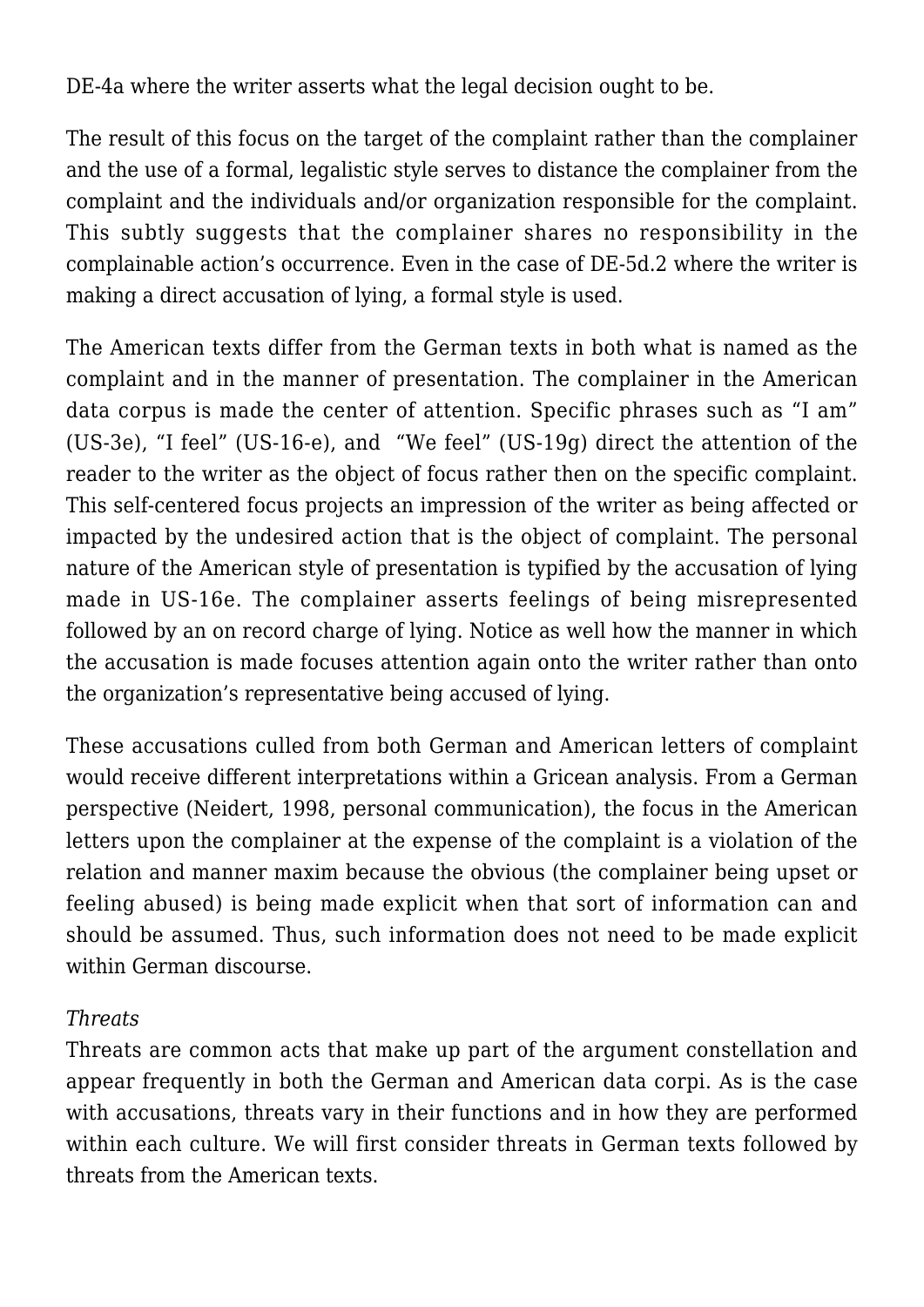DE-4a where the writer asserts what the legal decision ought to be.

The result of this focus on the target of the complaint rather than the complainer and the use of a formal, legalistic style serves to distance the complainer from the complaint and the individuals and/or organization responsible for the complaint. This subtly suggests that the complainer shares no responsibility in the complainable action's occurrence. Even in the case of DE-5d.2 where the writer is making a direct accusation of lying, a formal style is used.

The American texts differ from the German texts in both what is named as the complaint and in the manner of presentation. The complainer in the American data corpus is made the center of attention. Specific phrases such as "I am" (US-3e), "I feel" (US-16-e), and "We feel" (US-19g) direct the attention of the reader to the writer as the object of focus rather then on the specific complaint. This self-centered focus projects an impression of the writer as being affected or impacted by the undesired action that is the object of complaint. The personal nature of the American style of presentation is typified by the accusation of lying made in US-16e. The complainer asserts feelings of being misrepresented followed by an on record charge of lying. Notice as well how the manner in which the accusation is made focuses attention again onto the writer rather than onto the organization's representative being accused of lying.

These accusations culled from both German and American letters of complaint would receive different interpretations within a Gricean analysis. From a German perspective (Neidert, 1998, personal communication), the focus in the American letters upon the complainer at the expense of the complaint is a violation of the relation and manner maxim because the obvious (the complainer being upset or feeling abused) is being made explicit when that sort of information can and should be assumed. Thus, such information does not need to be made explicit within German discourse.

*Threats*

Threats are common acts that make up part of the argument constellation and appear frequently in both the German and American data corpi. As is the case with accusations, threats vary in their functions and in how they are performed within each culture. We will first consider threats in German texts followed by threats from the American texts.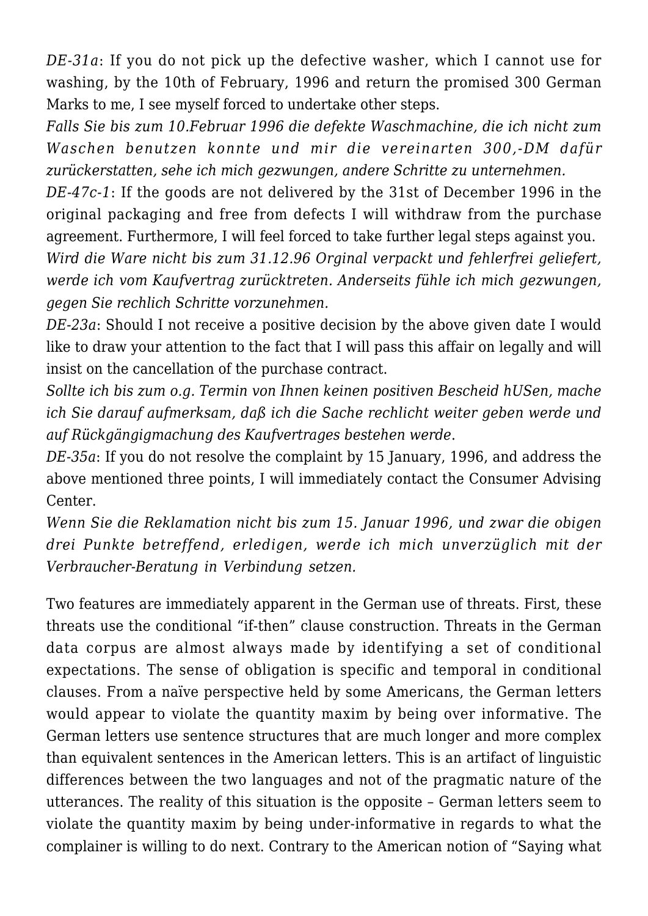*DE-31a*: If you do not pick up the defective washer, which I cannot use for washing, by the 10th of February, 1996 and return the promised 300 German Marks to me, I see myself forced to undertake other steps.

*Falls Sie bis zum 10.Februar 1996 die defekte Waschmachine, die ich nicht zum Waschen benutzen konnte und mir die vereinarten 300,-DM dafür zurückerstatten, sehe ich mich gezwungen, andere Schritte zu unternehmen.*

*DE-47c-1*: If the goods are not delivered by the 31st of December 1996 in the original packaging and free from defects I will withdraw from the purchase agreement. Furthermore, I will feel forced to take further legal steps against you.

*Wird die Ware nicht bis zum 31.12.96 Orginal verpackt und fehlerfrei geliefert, werde ich vom Kaufvertrag zurücktreten. Anderseits fühle ich mich gezwungen, gegen Sie rechlich Schritte vorzunehmen.*

*DE-23a*: Should I not receive a positive decision by the above given date I would like to draw your attention to the fact that I will pass this affair on legally and will insist on the cancellation of the purchase contract.

*Sollte ich bis zum o.g. Termin von Ihnen keinen positiven Bescheid hUSen, mache ich Sie darauf aufmerksam, daß ich die Sache rechlicht weiter geben werde und auf Rückgängigmachung des Kaufvertrages bestehen werde*.

*DE-35a*: If you do not resolve the complaint by 15 January, 1996, and address the above mentioned three points, I will immediately contact the Consumer Advising Center.

*Wenn Sie die Reklamation nicht bis zum 15. Januar 1996, und zwar die obigen drei Punkte betreffend, erledigen, werde ich mich unverzüglich mit der Verbraucher-Beratung in Verbindung setzen.*

Two features are immediately apparent in the German use of threats. First, these threats use the conditional "if-then" clause construction. Threats in the German data corpus are almost always made by identifying a set of conditional expectations. The sense of obligation is specific and temporal in conditional clauses. From a naïve perspective held by some Americans, the German letters would appear to violate the quantity maxim by being over informative. The German letters use sentence structures that are much longer and more complex than equivalent sentences in the American letters. This is an artifact of linguistic differences between the two languages and not of the pragmatic nature of the utterances. The reality of this situation is the opposite – German letters seem to violate the quantity maxim by being under-informative in regards to what the complainer is willing to do next. Contrary to the American notion of "Saying what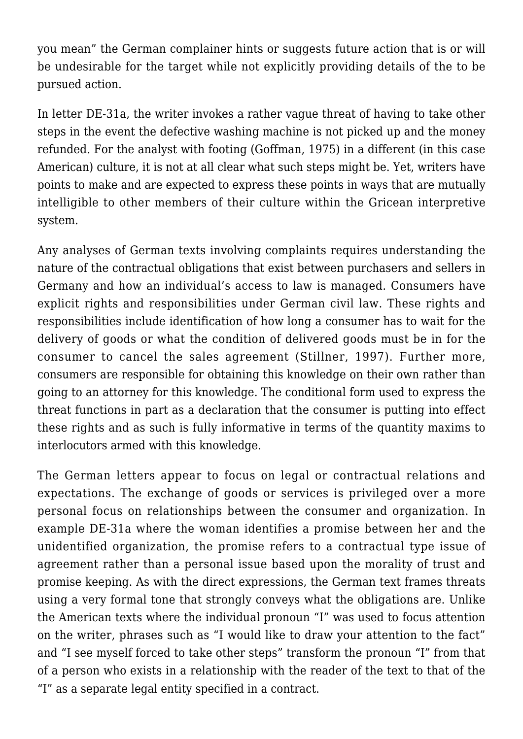you mean" the German complainer hints or suggests future action that is or will be undesirable for the target while not explicitly providing details of the to be pursued action.

In letter DE-31a, the writer invokes a rather vague threat of having to take other steps in the event the defective washing machine is not picked up and the money refunded. For the analyst with footing (Goffman, 1975) in a different (in this case American) culture, it is not at all clear what such steps might be. Yet, writers have points to make and are expected to express these points in ways that are mutually intelligible to other members of their culture within the Gricean interpretive system.

Any analyses of German texts involving complaints requires understanding the nature of the contractual obligations that exist between purchasers and sellers in Germany and how an individual's access to law is managed. Consumers have explicit rights and responsibilities under German civil law. These rights and responsibilities include identification of how long a consumer has to wait for the delivery of goods or what the condition of delivered goods must be in for the consumer to cancel the sales agreement (Stillner, 1997). Further more, consumers are responsible for obtaining this knowledge on their own rather than going to an attorney for this knowledge. The conditional form used to express the threat functions in part as a declaration that the consumer is putting into effect these rights and as such is fully informative in terms of the quantity maxims to interlocutors armed with this knowledge.

The German letters appear to focus on legal or contractual relations and expectations. The exchange of goods or services is privileged over a more personal focus on relationships between the consumer and organization. In example DE-31a where the woman identifies a promise between her and the unidentified organization, the promise refers to a contractual type issue of agreement rather than a personal issue based upon the morality of trust and promise keeping. As with the direct expressions, the German text frames threats using a very formal tone that strongly conveys what the obligations are. Unlike the American texts where the individual pronoun "I" was used to focus attention on the writer, phrases such as "I would like to draw your attention to the fact" and "I see myself forced to take other steps" transform the pronoun "I" from that of a person who exists in a relationship with the reader of the text to that of the "I" as a separate legal entity specified in a contract.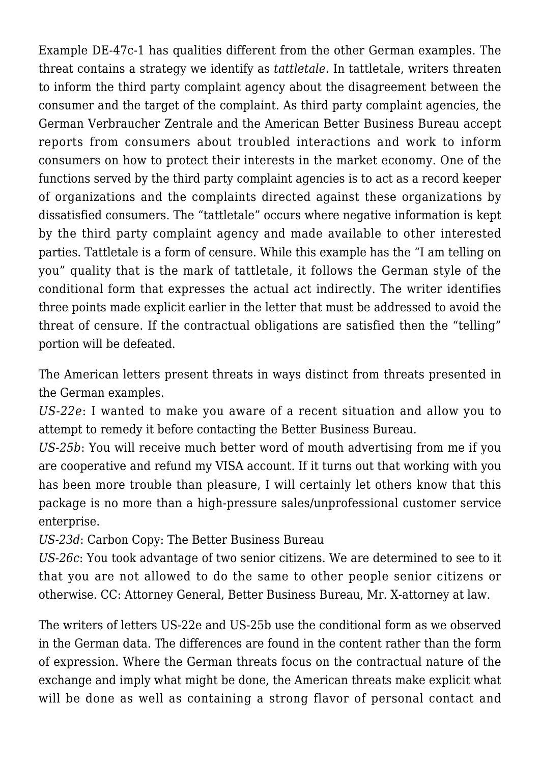Example DE-47c-1 has qualities different from the other German examples. The threat contains a strategy we identify as *tattletale*. In tattletale, writers threaten to inform the third party complaint agency about the disagreement between the consumer and the target of the complaint. As third party complaint agencies, the German Verbraucher Zentrale and the American Better Business Bureau accept reports from consumers about troubled interactions and work to inform consumers on how to protect their interests in the market economy. One of the functions served by the third party complaint agencies is to act as a record keeper of organizations and the complaints directed against these organizations by dissatisfied consumers. The "tattletale" occurs where negative information is kept by the third party complaint agency and made available to other interested parties. Tattletale is a form of censure. While this example has the "I am telling on you" quality that is the mark of tattletale, it follows the German style of the conditional form that expresses the actual act indirectly. The writer identifies three points made explicit earlier in the letter that must be addressed to avoid the threat of censure. If the contractual obligations are satisfied then the "telling" portion will be defeated.

The American letters present threats in ways distinct from threats presented in the German examples.

*US-22e*: I wanted to make you aware of a recent situation and allow you to attempt to remedy it before contacting the Better Business Bureau.

*US-25b*: You will receive much better word of mouth advertising from me if you are cooperative and refund my VISA account. If it turns out that working with you has been more trouble than pleasure, I will certainly let others know that this package is no more than a high-pressure sales/unprofessional customer service enterprise.

*US-23d*: Carbon Copy: The Better Business Bureau

*US-26c*: You took advantage of two senior citizens. We are determined to see to it that you are not allowed to do the same to other people senior citizens or otherwise. CC: Attorney General, Better Business Bureau, Mr. X-attorney at law.

The writers of letters US-22e and US-25b use the conditional form as we observed in the German data. The differences are found in the content rather than the form of expression. Where the German threats focus on the contractual nature of the exchange and imply what might be done, the American threats make explicit what will be done as well as containing a strong flavor of personal contact and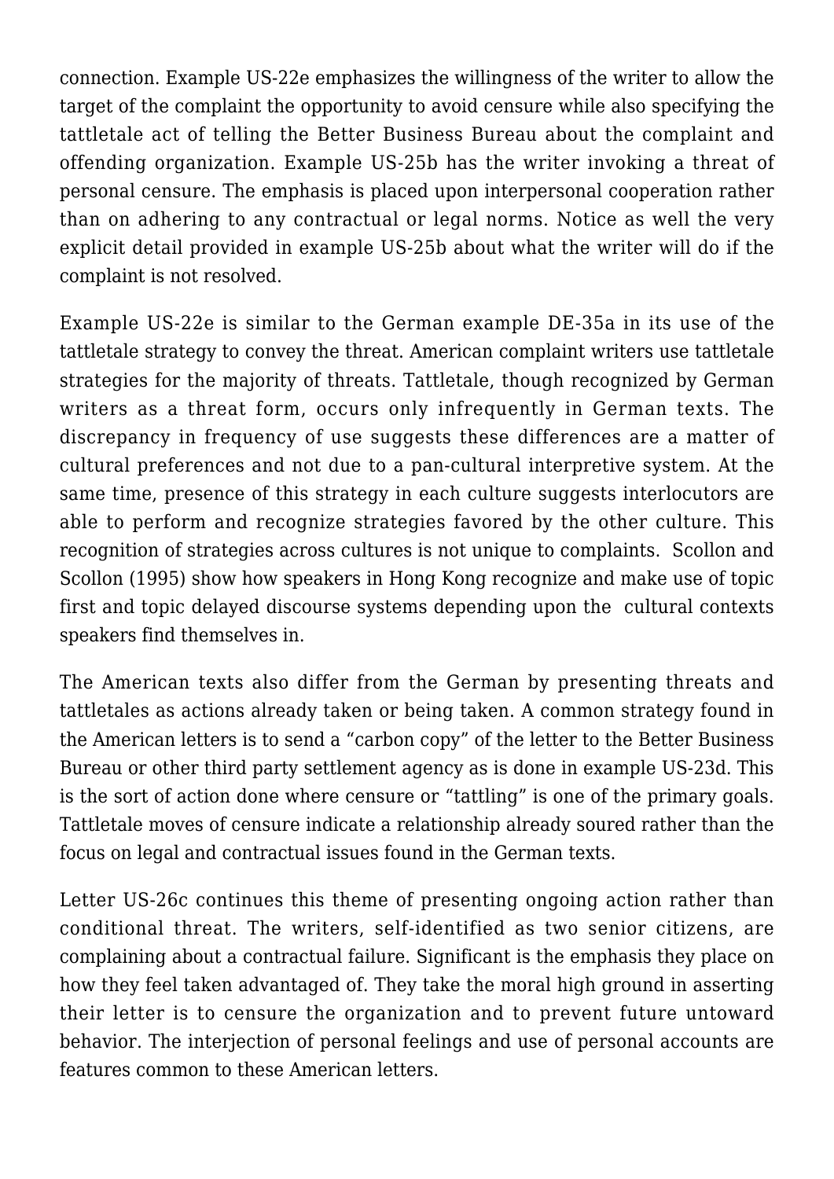connection. Example US-22e emphasizes the willingness of the writer to allow the target of the complaint the opportunity to avoid censure while also specifying the tattletale act of telling the Better Business Bureau about the complaint and offending organization. Example US-25b has the writer invoking a threat of personal censure. The emphasis is placed upon interpersonal cooperation rather than on adhering to any contractual or legal norms. Notice as well the very explicit detail provided in example US-25b about what the writer will do if the complaint is not resolved.

Example US-22e is similar to the German example DE-35a in its use of the tattletale strategy to convey the threat. American complaint writers use tattletale strategies for the majority of threats. Tattletale, though recognized by German writers as a threat form, occurs only infrequently in German texts. The discrepancy in frequency of use suggests these differences are a matter of cultural preferences and not due to a pan-cultural interpretive system. At the same time, presence of this strategy in each culture suggests interlocutors are able to perform and recognize strategies favored by the other culture. This recognition of strategies across cultures is not unique to complaints. Scollon and Scollon (1995) show how speakers in Hong Kong recognize and make use of topic first and topic delayed discourse systems depending upon the cultural contexts speakers find themselves in.

The American texts also differ from the German by presenting threats and tattletales as actions already taken or being taken. A common strategy found in the American letters is to send a "carbon copy" of the letter to the Better Business Bureau or other third party settlement agency as is done in example US-23d. This is the sort of action done where censure or "tattling" is one of the primary goals. Tattletale moves of censure indicate a relationship already soured rather than the focus on legal and contractual issues found in the German texts.

Letter US-26c continues this theme of presenting ongoing action rather than conditional threat. The writers, self-identified as two senior citizens, are complaining about a contractual failure. Significant is the emphasis they place on how they feel taken advantaged of. They take the moral high ground in asserting their letter is to censure the organization and to prevent future untoward behavior. The interjection of personal feelings and use of personal accounts are features common to these American letters.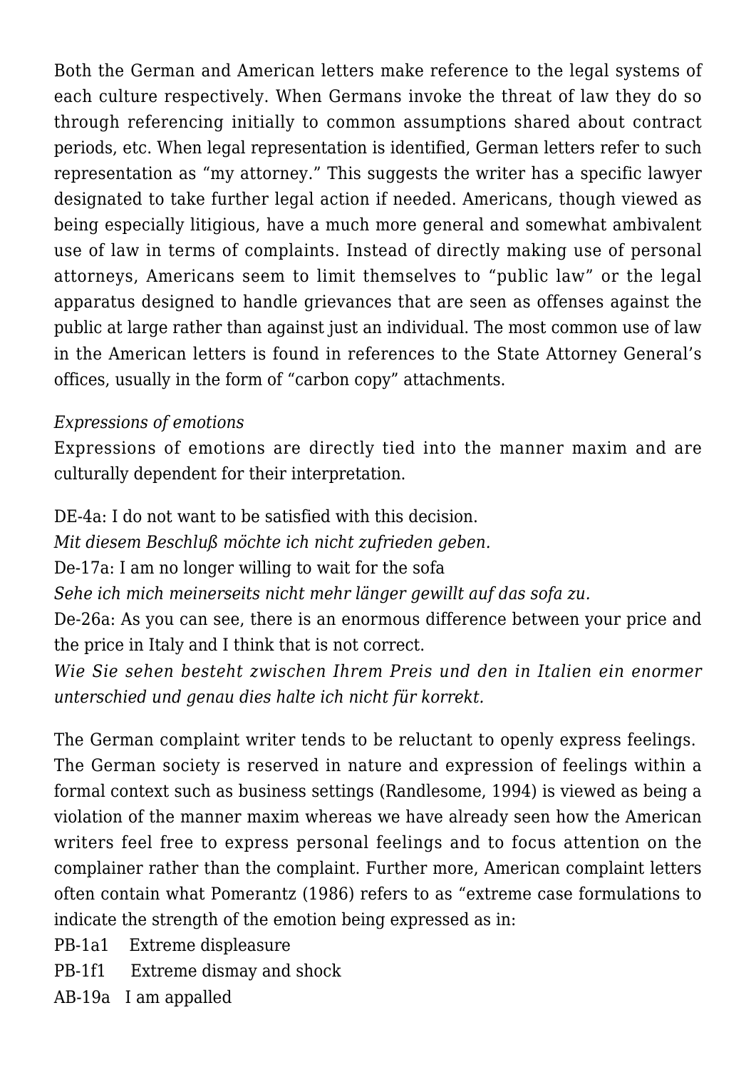Both the German and American letters make reference to the legal systems of each culture respectively. When Germans invoke the threat of law they do so through referencing initially to common assumptions shared about contract periods, etc. When legal representation is identified, German letters refer to such representation as "my attorney." This suggests the writer has a specific lawyer designated to take further legal action if needed. Americans, though viewed as being especially litigious, have a much more general and somewhat ambivalent use of law in terms of complaints. Instead of directly making use of personal attorneys, Americans seem to limit themselves to "public law" or the legal apparatus designed to handle grievances that are seen as offenses against the public at large rather than against just an individual. The most common use of law in the American letters is found in references to the State Attorney General's offices, usually in the form of "carbon copy" attachments.

*Expressions of emotions*

Expressions of emotions are directly tied into the manner maxim and are culturally dependent for their interpretation.

DE-4a: I do not want to be satisfied with this decision.
*Mit diesem Beschluß möchte ich nicht zufrieden geben.*
De-17a: I am no longer willing to wait for the sofa
*Sehe ich mich meinerseits nicht mehr länger gewillt auf das sofa zu.*
De-26a: As you can see, there is an enormous difference between your price and the price in Italy and I think that is not correct.
*Wie Sie sehen besteht zwischen Ihrem Preis und den in Italien ein enormer unterschied und genau dies halte ich nicht für korrekt.*

The German complaint writer tends to be reluctant to openly express feelings. The German society is reserved in nature and expression of feelings within a formal context such as business settings (Randlesome, 1994) is viewed as being a violation of the manner maxim whereas we have already seen how the American writers feel free to express personal feelings and to focus attention on the complainer rather than the complaint. Further more, American complaint letters often contain what Pomerantz (1986) refers to as "extreme case formulations to indicate the strength of the emotion being expressed as in:

PB-1a1 Extreme displeasure
PB-1f1 Extreme dismay and shock
AB-19a I am appalled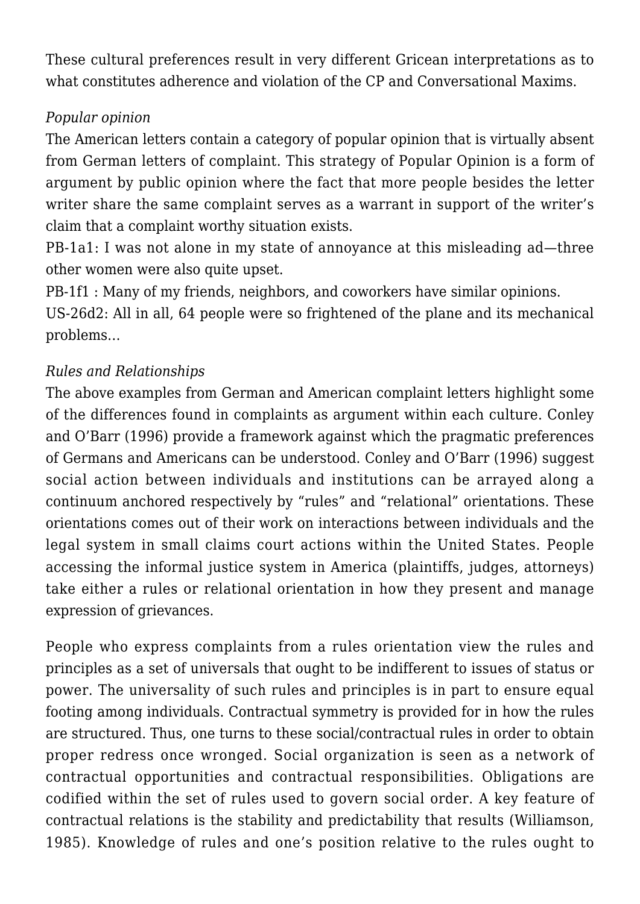These cultural preferences result in very different Gricean interpretations as to what constitutes adherence and violation of the CP and Conversational Maxims.

*Popular opinion*

The American letters contain a category of popular opinion that is virtually absent from German letters of complaint. This strategy of Popular Opinion is a form of argument by public opinion where the fact that more people besides the letter writer share the same complaint serves as a warrant in support of the writer's claim that a complaint worthy situation exists.

PB-1a1: I was not alone in my state of annoyance at this misleading ad—three other women were also quite upset.

PB-1f1 : Many of my friends, neighbors, and coworkers have similar opinions.

US-26d2: All in all, 64 people were so frightened of the plane and its mechanical problems…

*Rules and Relationships*

The above examples from German and American complaint letters highlight some of the differences found in complaints as argument within each culture. Conley and O'Barr (1996) provide a framework against which the pragmatic preferences of Germans and Americans can be understood. Conley and O'Barr (1996) suggest social action between individuals and institutions can be arrayed along a continuum anchored respectively by "rules" and "relational" orientations. These orientations comes out of their work on interactions between individuals and the legal system in small claims court actions within the United States. People accessing the informal justice system in America (plaintiffs, judges, attorneys) take either a rules or relational orientation in how they present and manage expression of grievances.

People who express complaints from a rules orientation view the rules and principles as a set of universals that ought to be indifferent to issues of status or power. The universality of such rules and principles is in part to ensure equal footing among individuals. Contractual symmetry is provided for in how the rules are structured. Thus, one turns to these social/contractual rules in order to obtain proper redress once wronged. Social organization is seen as a network of contractual opportunities and contractual responsibilities. Obligations are codified within the set of rules used to govern social order. A key feature of contractual relations is the stability and predictability that results (Williamson, 1985). Knowledge of rules and one's position relative to the rules ought to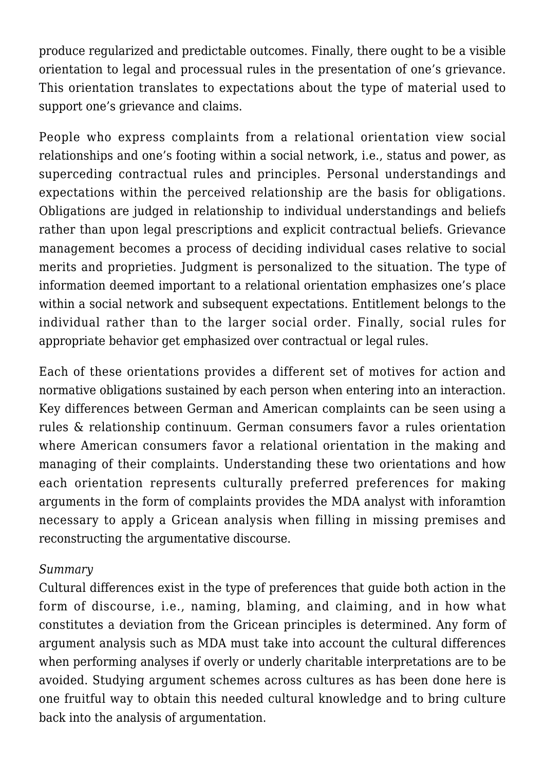produce regularized and predictable outcomes. Finally, there ought to be a visible orientation to legal and processual rules in the presentation of one's grievance. This orientation translates to expectations about the type of material used to support one's grievance and claims.

People who express complaints from a relational orientation view social relationships and one's footing within a social network, i.e., status and power, as superceding contractual rules and principles. Personal understandings and expectations within the perceived relationship are the basis for obligations. Obligations are judged in relationship to individual understandings and beliefs rather than upon legal prescriptions and explicit contractual beliefs. Grievance management becomes a process of deciding individual cases relative to social merits and proprieties. Judgment is personalized to the situation. The type of information deemed important to a relational orientation emphasizes one's place within a social network and subsequent expectations. Entitlement belongs to the individual rather than to the larger social order. Finally, social rules for appropriate behavior get emphasized over contractual or legal rules.

Each of these orientations provides a different set of motives for action and normative obligations sustained by each person when entering into an interaction. Key differences between German and American complaints can be seen using a rules & relationship continuum. German consumers favor a rules orientation where American consumers favor a relational orientation in the making and managing of their complaints. Understanding these two orientations and how each orientation represents culturally preferred preferences for making arguments in the form of complaints provides the MDA analyst with inforamtion necessary to apply a Gricean analysis when filling in missing premises and reconstructing the argumentative discourse.

*Summary*

Cultural differences exist in the type of preferences that guide both action in the form of discourse, i.e., naming, blaming, and claiming, and in how what constitutes a deviation from the Gricean principles is determined. Any form of argument analysis such as MDA must take into account the cultural differences when performing analyses if overly or underly charitable interpretations are to be avoided. Studying argument schemes across cultures as has been done here is one fruitful way to obtain this needed cultural knowledge and to bring culture back into the analysis of argumentation.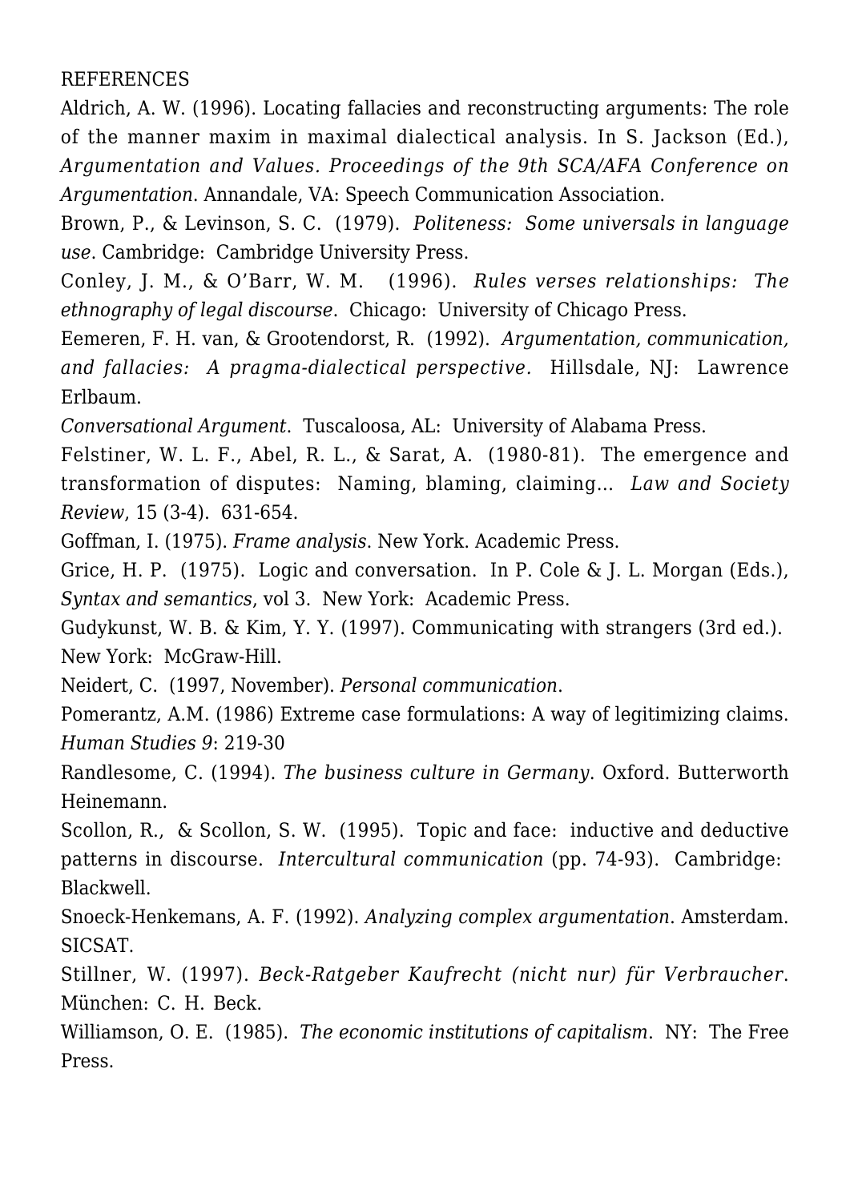REFERENCES

Aldrich, A. W. (1996). Locating fallacies and reconstructing arguments: The role of the manner maxim in maximal dialectical analysis. In S. Jackson (Ed.), *Argumentation and Values. Proceedings of the 9th SCA/AFA Conference on Argumentation*. Annandale, VA: Speech Communication Association.

Brown, P., & Levinson, S. C. (1979). *Politeness: Some universals in language use*. Cambridge: Cambridge University Press.

Conley, J. M., & O'Barr, W. M. (1996). *Rules verses relationships: The ethnography of legal discourse*. Chicago: University of Chicago Press.

Eemeren, F. H. van, & Grootendorst, R. (1992). *Argumentation, communication, and fallacies: A pragma-dialectical perspective.* Hillsdale, NJ: Lawrence Erlbaum.

*Conversational Argument*. Tuscaloosa, AL: University of Alabama Press.

Felstiner, W. L. F., Abel, R. L., & Sarat, A. (1980-81). The emergence and transformation of disputes: Naming, blaming, claiming… *Law and Society Review*, 15 (3-4). 631-654.

Goffman, I. (1975). *Frame analysis*. New York. Academic Press.

Grice, H. P. (1975). Logic and conversation. In P. Cole & J. L. Morgan (Eds.), *Syntax and semantics*, vol 3. New York: Academic Press.

Gudykunst, W. B. & Kim, Y. Y. (1997). Communicating with strangers (3rd ed.). New York: McGraw-Hill.

Neidert, C. (1997, November). *Personal communication*.

Pomerantz, A.M. (1986) Extreme case formulations: A way of legitimizing claims. *Human Studies 9*: 219-30

Randlesome, C. (1994). *The business culture in Germany*. Oxford. Butterworth Heinemann.

Scollon, R., & Scollon, S. W. (1995). Topic and face: inductive and deductive patterns in discourse. *Intercultural communication* (pp. 74-93). Cambridge: Blackwell.

Snoeck-Henkemans, A. F. (1992). *Analyzing complex argumentation*. Amsterdam. SICSAT.

Stillner, W. (1997). *Beck-Ratgeber Kaufrecht (nicht nur) für Verbraucher*. München: C. H. Beck.

Williamson, O. E. (1985). *The economic institutions of capitalism*. NY: The Free Press.